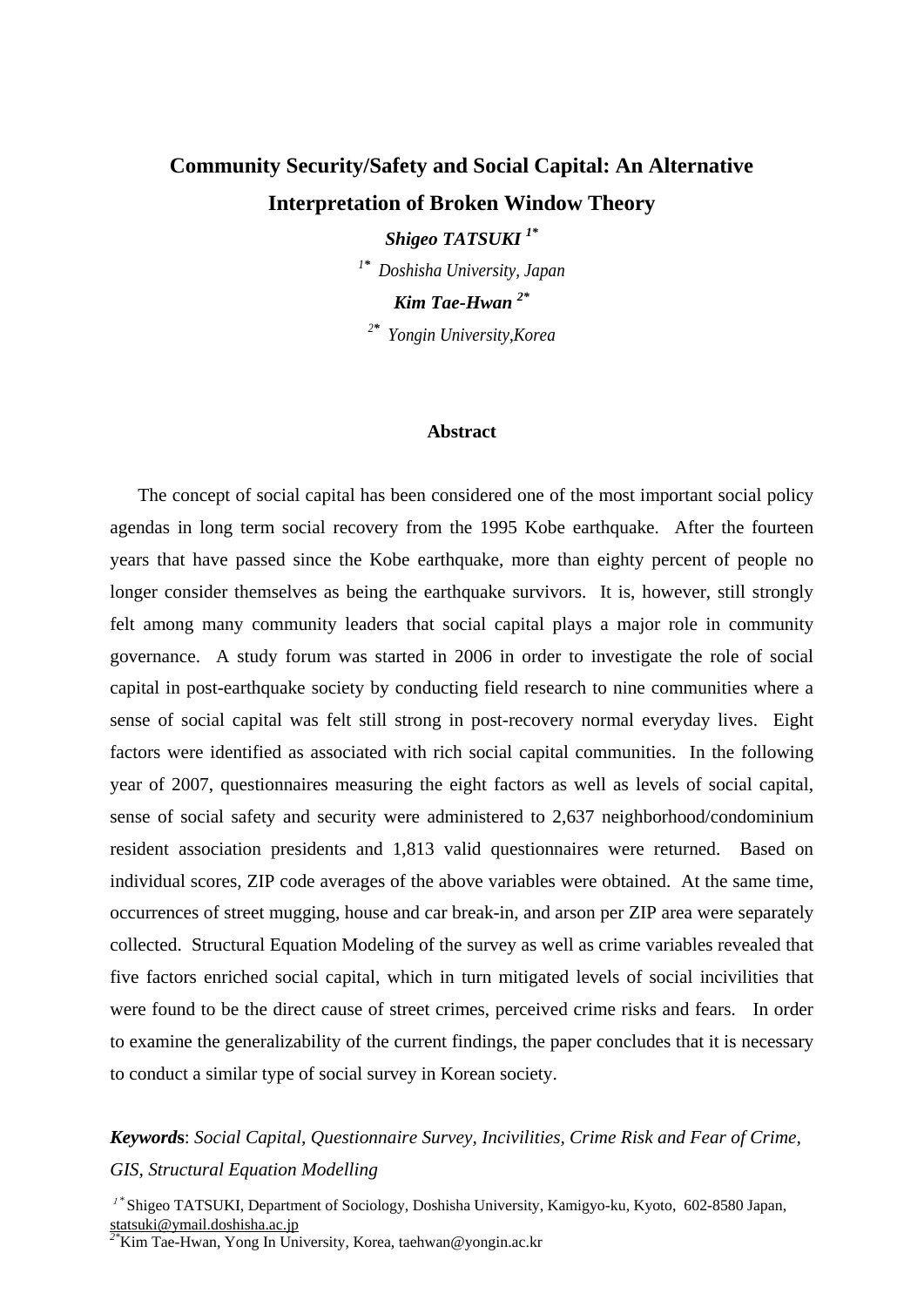# Community Security/Safety and Social Capital: An Alternative Interpretation of Broken Window Theory

***Shigeo TATSUKI*** [1*]

[1*] *Doshisha University, Japan*

***Kim Tae-Hwan*** [2*]

[2*] *Yongin University,Korea*

## Abstract

The concept of social capital has been considered one of the most important social policy agendas in long term social recovery from the 1995 Kobe earthquake. After the fourteen years that have passed since the Kobe earthquake, more than eighty percent of people no longer consider themselves as being the earthquake survivors. It is, however, still strongly felt among many community leaders that social capital plays a major role in community governance. A study forum was started in 2006 in order to investigate the role of social capital in post-earthquake society by conducting field research to nine communities where a sense of social capital was felt still strong in post-recovery normal everyday lives. Eight factors were identified as associated with rich social capital communities. In the following year of 2007, questionnaires measuring the eight factors as well as levels of social capital, sense of social safety and security were administered to 2,637 neighborhood/condominium resident association presidents and 1,813 valid questionnaires were returned. Based on individual scores, ZIP code averages of the above variables were obtained. At the same time, occurrences of street mugging, house and car break-in, and arson per ZIP area were separately collected. Structural Equation Modeling of the survey as well as crime variables revealed that five factors enriched social capital, which in turn mitigated levels of social incivilities that were found to be the direct cause of street crimes, perceived crime risks and fears. In order to examine the generalizability of the current findings, the paper concludes that it is necessary to conduct a similar type of social survey in Korean society.

***Keywords***: *Social Capital, Questionnaire Survey, Incivilities, Crime Risk and Fear of Crime, GIS, Structural Equation Modelling*

[1*] Shigeo TATSUKI, Department of Sociology, Doshisha University, Kamigyo-ku, Kyoto, 602-8580 Japan, statsuki@ymail.doshisha.ac.jp

[2*] Kim Tae-Hwan, Yong In University, Korea, taehwan@yongin.ac.kr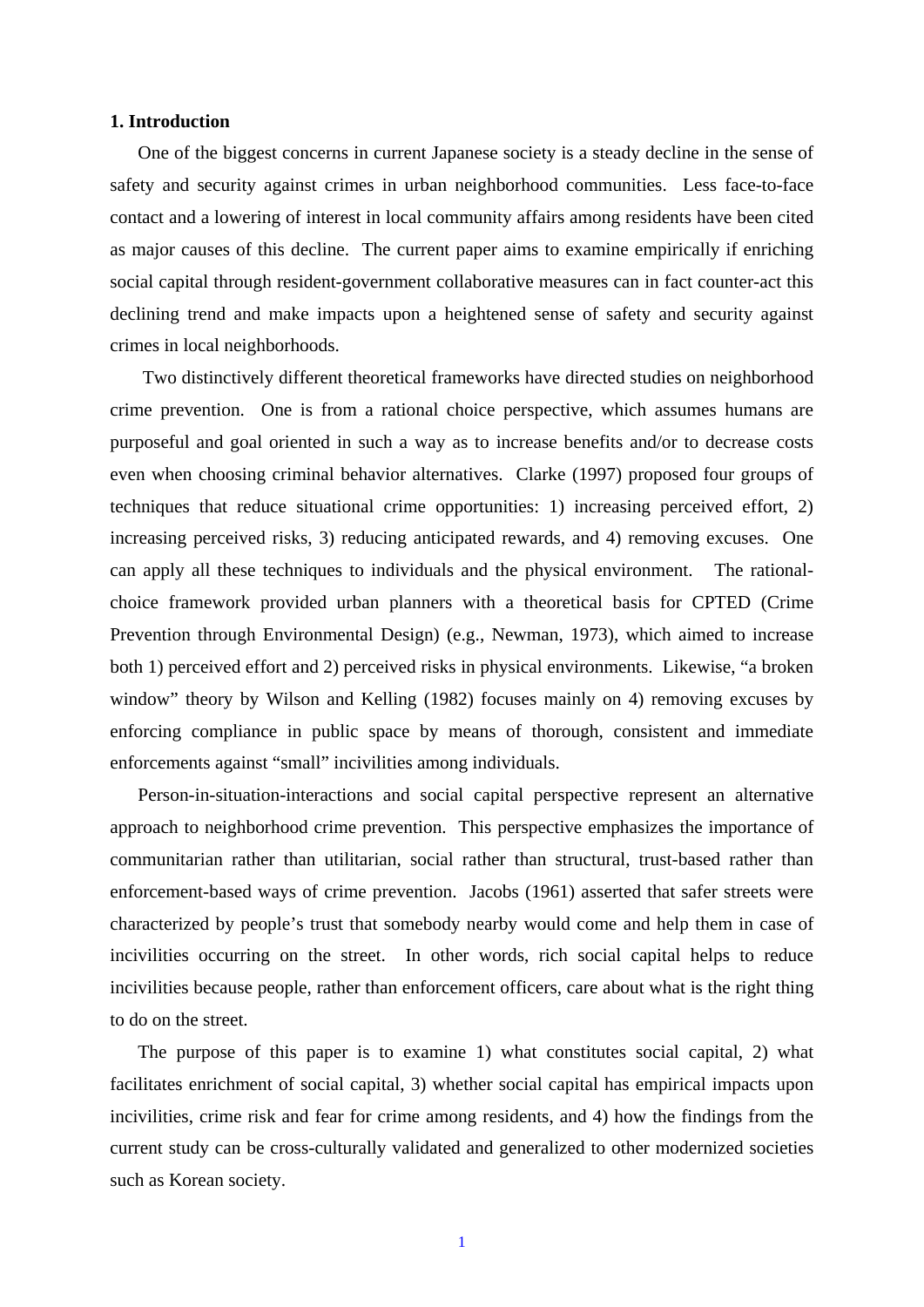## 1. Introduction

One of the biggest concerns in current Japanese society is a steady decline in the sense of safety and security against crimes in urban neighborhood communities. Less face-to-face contact and a lowering of interest in local community affairs among residents have been cited as major causes of this decline. The current paper aims to examine empirically if enriching social capital through resident-government collaborative measures can in fact counter-act this declining trend and make impacts upon a heightened sense of safety and security against crimes in local neighborhoods.

Two distinctively different theoretical frameworks have directed studies on neighborhood crime prevention. One is from a rational choice perspective, which assumes humans are purposeful and goal oriented in such a way as to increase benefits and/or to decrease costs even when choosing criminal behavior alternatives. Clarke (1997) proposed four groups of techniques that reduce situational crime opportunities: 1) increasing perceived effort, 2) increasing perceived risks, 3) reducing anticipated rewards, and 4) removing excuses. One can apply all these techniques to individuals and the physical environment. The rational-choice framework provided urban planners with a theoretical basis for CPTED (Crime Prevention through Environmental Design) (e.g., Newman, 1973), which aimed to increase both 1) perceived effort and 2) perceived risks in physical environments. Likewise, "a broken window" theory by Wilson and Kelling (1982) focuses mainly on 4) removing excuses by enforcing compliance in public space by means of thorough, consistent and immediate enforcements against "small" incivilities among individuals.

Person-in-situation-interactions and social capital perspective represent an alternative approach to neighborhood crime prevention. This perspective emphasizes the importance of communitarian rather than utilitarian, social rather than structural, trust-based rather than enforcement-based ways of crime prevention. Jacobs (1961) asserted that safer streets were characterized by people's trust that somebody nearby would come and help them in case of incivilities occurring on the street. In other words, rich social capital helps to reduce incivilities because people, rather than enforcement officers, care about what is the right thing to do on the street.

The purpose of this paper is to examine 1) what constitutes social capital, 2) what facilitates enrichment of social capital, 3) whether social capital has empirical impacts upon incivilities, crime risk and fear for crime among residents, and 4) how the findings from the current study can be cross-culturally validated and generalized to other modernized societies such as Korean society.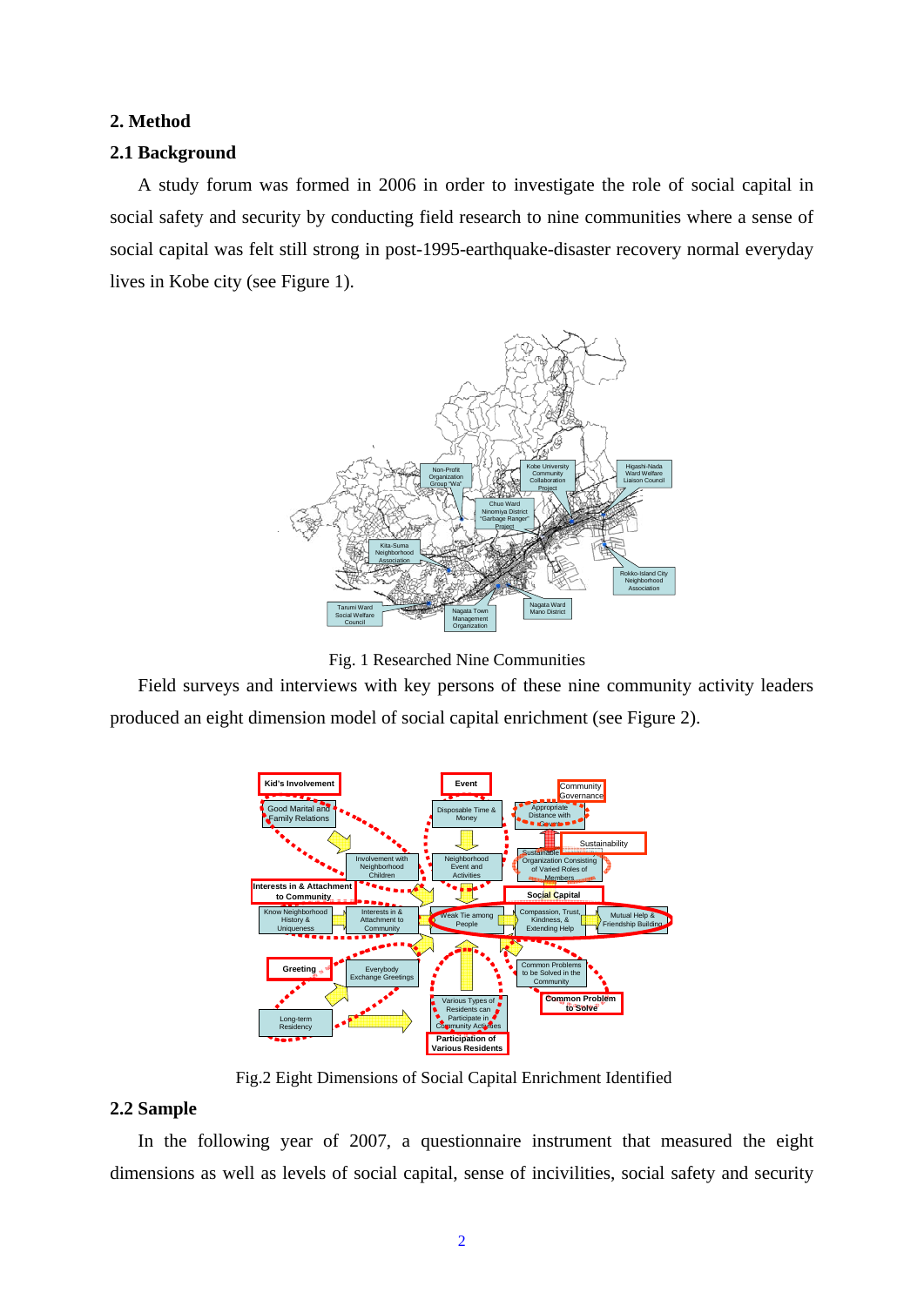## 2. Method

### 2.1 Background

A study forum was formed in 2006 in order to investigate the role of social capital in social safety and security by conducting field research to nine communities where a sense of social capital was felt still strong in post-1995-earthquake-disaster recovery normal everyday lives in Kobe city (see Figure 1).

Fig. 1 Researched Nine Communities

Field surveys and interviews with key persons of these nine community activity leaders produced an eight dimension model of social capital enrichment (see Figure 2).

Fig.2 Eight Dimensions of Social Capital Enrichment Identified

### 2.2 Sample

In the following year of 2007, a questionnaire instrument that measured the eight dimensions as well as levels of social capital, sense of incivilities, social safety and security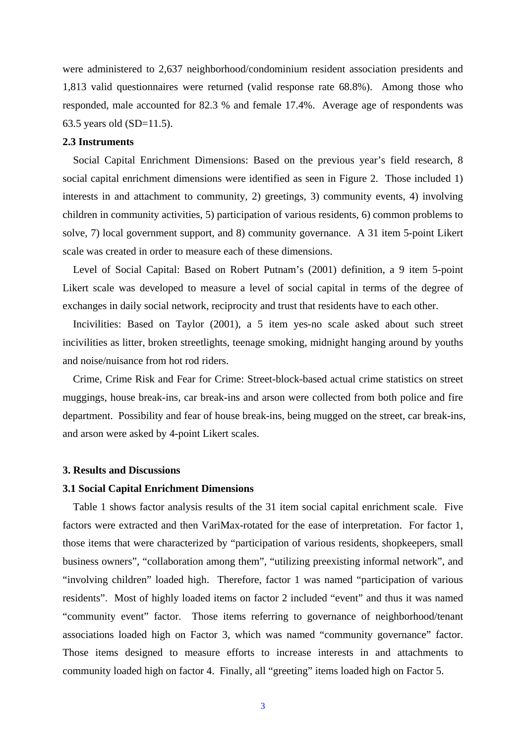were administered to 2,637 neighborhood/condominium resident association presidents and 1,813 valid questionnaires were returned (valid response rate 68.8%). Among those who responded, male accounted for 82.3 % and female 17.4%. Average age of respondents was 63.5 years old (SD=11.5).

**2.3 Instruments**

Social Capital Enrichment Dimensions: Based on the previous year's field research, 8 social capital enrichment dimensions were identified as seen in Figure 2. Those included 1) interests in and attachment to community, 2) greetings, 3) community events, 4) involving children in community activities, 5) participation of various residents, 6) common problems to solve, 7) local government support, and 8) community governance. A 31 item 5-point Likert scale was created in order to measure each of these dimensions.

Level of Social Capital: Based on Robert Putnam's (2001) definition, a 9 item 5-point Likert scale was developed to measure a level of social capital in terms of the degree of exchanges in daily social network, reciprocity and trust that residents have to each other.

Incivilities: Based on Taylor (2001), a 5 item yes-no scale asked about such street incivilities as litter, broken streetlights, teenage smoking, midnight hanging around by youths and noise/nuisance from hot rod riders.

Crime, Crime Risk and Fear for Crime: Street-block-based actual crime statistics on street muggings, house break-ins, car break-ins and arson were collected from both police and fire department. Possibility and fear of house break-ins, being mugged on the street, car break-ins, and arson were asked by 4-point Likert scales.

**3. Results and Discussions**

**3.1 Social Capital Enrichment Dimensions**

Table 1 shows factor analysis results of the 31 item social capital enrichment scale. Five factors were extracted and then VariMax-rotated for the ease of interpretation. For factor 1, those items that were characterized by "participation of various residents, shopkeepers, small business owners", "collaboration among them", "utilizing preexisting informal network", and "involving children" loaded high. Therefore, factor 1 was named "participation of various residents". Most of highly loaded items on factor 2 included "event" and thus it was named "community event" factor. Those items referring to governance of neighborhood/tenant associations loaded high on Factor 3, which was named "community governance" factor. Those items designed to measure efforts to increase interests in and attachments to community loaded high on factor 4. Finally, all "greeting" items loaded high on Factor 5.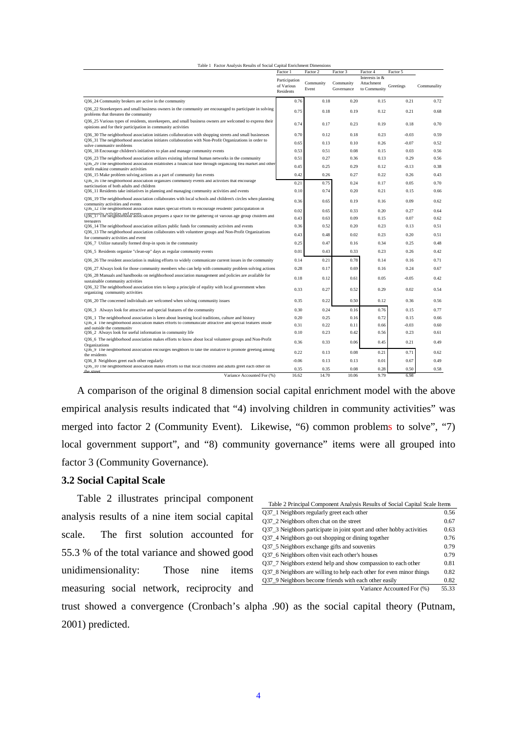Table 1 Factor Analysis Results of Social Capital Enrichment Dimensions

| | Factor 1 | Factor 2 | Factor 3 | Factor 4 | Factor 5 | |
|---|---|---|---|---|---|---|
| | Participation of Various Residents | Community Event | Community Governance | Interests in & Attachment to Community | Greetings | Communality |
| Q36_24 Community brokers are active in the community | 0.76 | 0.18 | 0.20 | 0.15 | 0.21 | 0.72 |
| Q36_22 Storekeepers and small business owners in the community are encouraged to participate in solving problems that threaten the community | 0.75 | 0.18 | 0.19 | 0.12 | 0.21 | 0.68 |
| Q36_25 Various types of residents, storekeepers, and small business owners are welcomed to express their opinions and for their participation in community activities | 0.74 | 0.17 | 0.23 | 0.19 | 0.18 | 0.70 |
| Q36_30 The neighborhood association initiates collaboration with shopping streets and small businesses | 0.70 | 0.12 | 0.18 | 0.23 | -0.03 | 0.59 |
| Q36_31 The neighborhood association initiates collaboration with Non-Profit Organizations in order to solve community problems | 0.65 | 0.13 | 0.10 | 0.26 | -0.07 | 0.52 |
| Q36_18 Encourage children's initiatives to plan and manage community events | 0.53 | 0.51 | 0.08 | 0.15 | 0.03 | 0.56 |
| Q36_23 The neighborhood association utilizes existing informal human networks in the community | 0.51 | 0.27 | 0.36 | 0.13 | 0.29 | 0.56 |
| Q36_29 The neighborhood association establishes a financial base through organizing flea market and other profit making community activities | 0.45 | 0.25 | 0.29 | 0.12 | -0.13 | 0.38 |
| Q36_15 Make problem solving actions as a part of community fun events | 0.42 | 0.26 | 0.27 | 0.22 | 0.26 | 0.43 |
| Q36_16 The neighborhood association organizes community events and activities that encourage participation of both adults and children | 0.21 | 0.75 | 0.24 | 0.17 | 0.05 | 0.70 |
| Q36_11 Residents take initiatives in planning and managing community activities and events | 0.10 | 0.74 | 0.20 | 0.21 | 0.15 | 0.66 |
| Q36_19 The neighborhood association collaborates with local schools and children's circles when planning community activities and events | 0.36 | 0.65 | 0.19 | 0.16 | 0.09 | 0.62 |
| Q36_12 The neighborhood association makes special efforts to encourage residents' participatation in community activities and events | 0.02 | 0.65 | 0.33 | 0.20 | 0.27 | 0.64 |
| Q36_17 The neighborhood association prepares a space for the gathering of various age group children and teenagers | 0.43 | 0.63 | 0.09 | 0.15 | 0.07 | 0.62 |
| Q36_14 The neighborhood association utilizes public funds for community activites and events | 0.36 | 0.52 | 0.20 | 0.23 | 0.13 | 0.51 |
| Q36_13 The neighborhood association collaborates with volunteer groups and Non-Profit Organizations for community activities and event | 0.43 | 0.48 | 0.02 | 0.23 | 0.20 | 0.51 |
| Q36_7 Utilize naturally formed drop-in spots in the community | 0.25 | 0.47 | 0.16 | 0.34 | 0.25 | 0.48 |
| Q36_5 Residents organize "clean-up" days as regular community events | 0.01 | 0.43 | 0.33 | 0.23 | 0.26 | 0.42 |
| Q36_26 The resident association is making efforts to widely communicate current issues in the community | 0.14 | 0.21 | 0.78 | 0.14 | 0.16 | 0.71 |
| Q36_27 Always look for those community members who can help with community problem solving actions | 0.28 | 0.17 | 0.69 | 0.16 | 0.24 | 0.67 |
| Q36_28 Manuals and handbooks on neighborhood association management and policies are available for sustainable community activities | 0.18 | 0.12 | 0.61 | 0.05 | -0.05 | 0.42 |
| Q36_32 The neighborhood association tries to keep a principle of equlity with local government when organizing community activities | 0.33 | 0.27 | 0.52 | 0.29 | 0.02 | 0.54 |
| Q36_20 The concerned individuals are welcomed when solving community issues | 0.35 | 0.22 | 0.50 | 0.12 | 0.36 | 0.56 |
| Q36_3 Always look for attractive and special features of the community | 0.30 | 0.24 | 0.16 | 0.76 | 0.15 | 0.77 |
| Q36_1 The neighborhood association is keen about learning local traditions, culture and history | 0.20 | 0.25 | 0.16 | 0.72 | 0.15 | 0.66 |
| Q36_4 The neighborhood association makes efforts to communicate attractive and special features inside and outside the community | 0.31 | 0.22 | 0.11 | 0.66 | -0.03 | 0.60 |
| Q36_2 Always look for useful information in community life | 0.10 | 0.23 | 0.42 | 0.56 | 0.23 | 0.61 |
| Q36_6 The neighborhood association makes efforts to know about local volunteer groups and Non-Profit Organizations | 0.36 | 0.33 | 0.06 | 0.45 | 0.21 | 0.49 |
| Q36_9 The neighborhood association encourges neighbors to take the initiative to promote greeting among the residents | 0.22 | 0.13 | 0.08 | 0.21 | 0.71 | 0.62 |
| Q36_8 Neighbors greet each other regularly | -0.06 | 0.13 | 0.13 | 0.01 | 0.67 | 0.49 |
| Q36_10 The neighborhood association makes efforts so that local children and adults greet each other on the street | 0.35 | 0.35 | 0.08 | 0.28 | 0.50 | 0.58 |
| Variance Accounted For (%) | 16.62 | 14.70 | 10.06 | 9.79 | 6.98 | |

A comparison of the original 8 dimension social capital enrichment model with the above empirical analysis results indicated that "4) involving children in community activities" was merged into factor 2 (Community Event). Likewise, "6) common problems to solve", "7) local government support", and "8) community governance" items were all grouped into factor 3 (Community Governance).

### 3.2 Social Capital Scale

Table 2 illustrates principal component analysis results of a nine item social capital scale. The first solution accounted for 55.3 % of the total variance and showed good unidimensionality: Those nine items measuring social network, reciprocity and trust showed a convergence (Cronbach's alpha .90) as the social capital theory (Putnam, 2001) predicted.

Table 2 Principal Component Analysis Results of Social Capital Scale Items

| Item | |
|---|---|
| Q37_1 Neighbors regularly greet each other | 0.56 |
| Q37_2 Neighbors often chat on the street | 0.67 |
| Q37_3 Neighbors participate in joint sport and other hobby activities | 0.63 |
| Q37_4 Neighbors go out shopping or dining together | 0.76 |
| Q37_5 Neighbors exchange gifts and souvenirs | 0.79 |
| Q37_6 Neighbors often visit each other's houses | 0.79 |
| Q37_7 Neighbors extend help and show compassion to each other | 0.81 |
| Q37_8 Neighbors are willing to help each other for even minor things | 0.82 |
| Q37_9 Neighbors become friends with each other easily | 0.82 |
| Variance Accounted For (%) | 55.33 |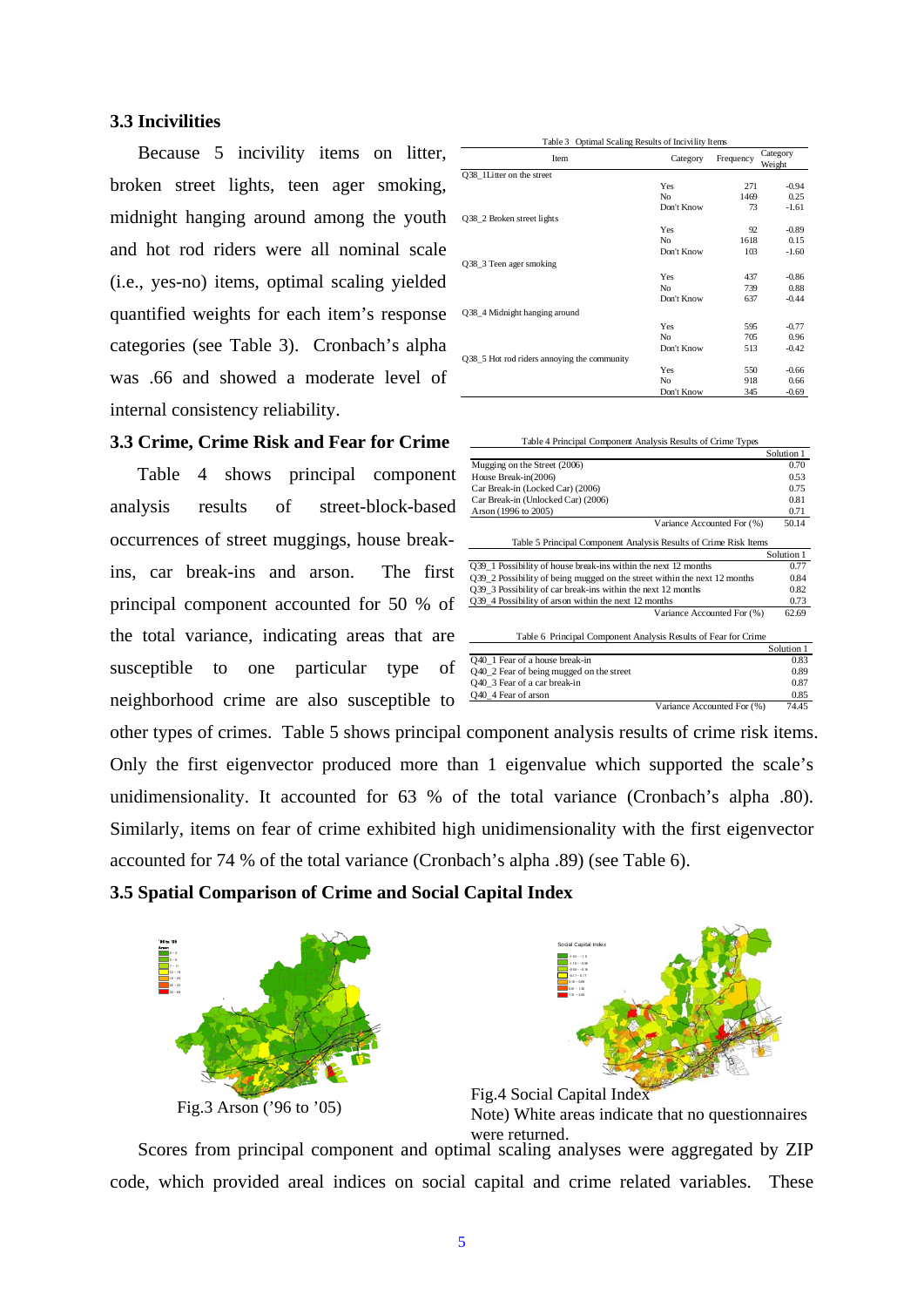### 3.3 Incivilities

Because 5 incivility items on litter, broken street lights, teen ager smoking, midnight hanging around among the youth and hot rod riders were all nominal scale (i.e., yes-no) items, optimal scaling yielded quantified weights for each item's response categories (see Table 3). Cronbach's alpha was .66 and showed a moderate level of internal consistency reliability.

Table 3 Optimal Scaling Results of Incivility Items

| Item | Category | Frequency | Category Weight |
|---|---|---|---|
| Q38_1Litter on the street | | | |
| | Yes | 271 | -0.94 |
| | No | 1469 | 0.25 |
| | Don't Know | 73 | -1.61 |
| Q38_2 Broken street lights | | | |
| | Yes | 92 | -0.89 |
| | No | 1618 | 0.15 |
| | Don't Know | 103 | -1.60 |
| Q38_3 Teen ager smoking | | | |
| | Yes | 437 | -0.86 |
| | No | 739 | 0.88 |
| | Don't Know | 637 | -0.44 |
| Q38_4 Midnight hanging around | | | |
| | Yes | 595 | -0.77 |
| | No | 705 | 0.96 |
| | Don't Know | 513 | -0.42 |
| Q38_5 Hot rod riders annoying the community | | | |
| | Yes | 550 | -0.66 |
| | No | 918 | 0.66 |
| | Don't Know | 345 | -0.69 |

### 3.3 Crime, Crime Risk and Fear for Crime

Table 4 shows principal component analysis results of street-block-based occurrences of street muggings, house break-ins, car break-ins and arson. The first principal component accounted for 50 % of the total variance, indicating areas that are susceptible to one particular type of neighborhood crime are also susceptible to other types of crimes. Table 5 shows principal component analysis results of crime risk items. Only the first eigenvector produced more than 1 eigenvalue which supported the scale's unidimensionality. It accounted for 63 % of the total variance (Cronbach's alpha .80). Similarly, items on fear of crime exhibited high unidimensionality with the first eigenvector accounted for 74 % of the total variance (Cronbach's alpha .89) (see Table 6).

Table 4 Principal Component Analysis Results of Crime Types

| | Solution 1 |
|---|---|
| Mugging on the Street (2006) | 0.70 |
| House Break-in(2006) | 0.53 |
| Car Break-in (Locked Car) (2006) | 0.75 |
| Car Break-in (Unlocked Car) (2006) | 0.81 |
| Arson (1996 to 2005) | 0.71 |
| Variance Accounted For (%) | 50.14 |

Table 5 Principal Component Analysis Results of Crime Risk Items

| | Solution 1 |
|---|---|
| Q39_1 Possibility of house break-ins within the next 12 months | 0.77 |
| Q39_2 Possibility of being mugged on the street within the next 12 months | 0.84 |
| Q39_3 Possibility of car break-ins within the next 12 months | 0.82 |
| Q39_4 Possibility of arson within the next 12 months | 0.73 |
| Variance Accounted For (%) | 62.69 |

Table 6 Principal Component Analysis Results of Fear for Crime

| | Solution 1 |
|---|---|
| Q40_1 Fear of a house break-in | 0.83 |
| Q40_2 Fear of being mugged on the street | 0.89 |
| Q40_3 Fear of a car break-in | 0.87 |
| Q40_4 Fear of arson | 0.85 |
| Variance Accounted For (%) | 74.45 |

### 3.5 Spatial Comparison of Crime and Social Capital Index

Fig.3 Arson ('96 to '05)

Fig.4 Social Capital Index
Note) White areas indicate that no questionnaires were returned.

Scores from principal component and optimal scaling analyses were aggregated by ZIP code, which provided areal indices on social capital and crime related variables. These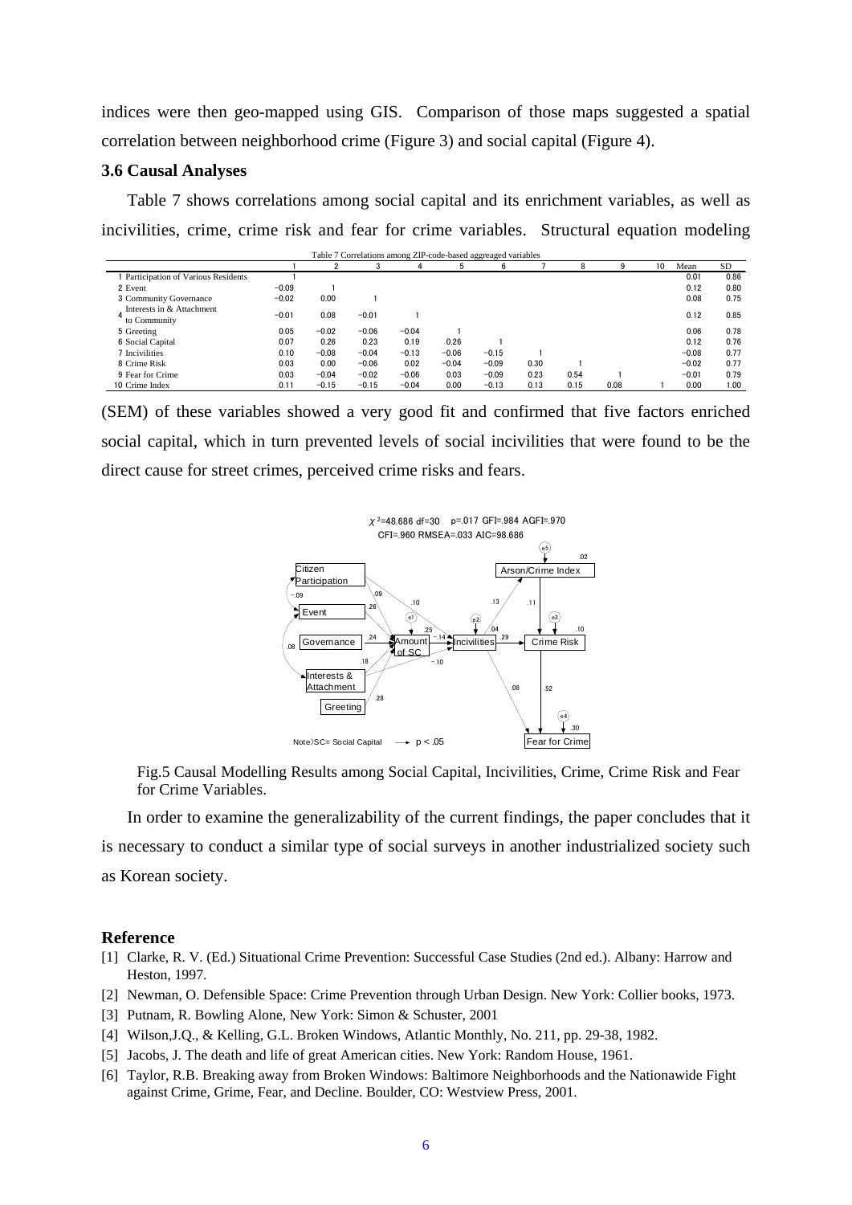indices were then geo-mapped using GIS. Comparison of those maps suggested a spatial correlation between neighborhood crime (Figure 3) and social capital (Figure 4).

### 3.6 Causal Analyses

Table 7 shows correlations among social capital and its enrichment variables, as well as incivilities, crime, crime risk and fear for crime variables. Structural equation modeling

Table 7 Correlations among ZIP-code-based aggreaged variables

| | 1 | 2 | 3 | 4 | 5 | 6 | 7 | 8 | 9 | 10 | Mean | SD |
|---|---|---|---|---|---|---|---|---|---|---|---|---|
| 1 Participation of Various Residents | 1 | | | | | | | | | | 0.01 | 0.86 |
| 2 Event | −0.09 | 1 | | | | | | | | | 0.12 | 0.80 |
| 3 Community Governance | −0.02 | 0.00 | 1 | | | | | | | | 0.08 | 0.75 |
| 4 Interests in & Attachment to Community | −0.01 | 0.08 | −0.01 | 1 | | | | | | | 0.12 | 0.85 |
| 5 Greeting | 0.05 | −0.02 | −0.06 | −0.04 | 1 | | | | | | 0.06 | 0.78 |
| 6 Social Capital | 0.07 | 0.26 | 0.23 | 0.19 | 0.26 | 1 | | | | | 0.12 | 0.76 |
| 7 Incivilities | 0.10 | −0.08 | −0.04 | −0.13 | −0.06 | −0.15 | 1 | | | | −0.08 | 0.77 |
| 8 Crime Risk | 0.03 | 0.00 | −0.06 | 0.02 | −0.04 | −0.09 | 0.30 | 1 | | | −0.02 | 0.77 |
| 9 Fear for Crime | 0.03 | −0.04 | −0.02 | −0.06 | 0.03 | −0.09 | 0.23 | 0.54 | 1 | | −0.01 | 0.79 |
| 10 Crime Index | 0.11 | −0.15 | −0.15 | −0.04 | 0.00 | −0.13 | 0.13 | 0.15 | 0.08 | 1 | 0.00 | 1.00 |

(SEM) of these variables showed a very good fit and confirmed that five factors enriched social capital, which in turn prevented levels of social incivilities that were found to be the direct cause for street crimes, perceived crime risks and fears.

$\chi^2$=48.686 df=30 p=.017 GFI=.984 AGFI=.970
CFI=.960 RMSEA=.033 AIC=98.686

Citizen Participation
Event
Governance
Interests & Attachment
Greeting
Amount of SC
Incivilities
Arson/Crime Index
Crime Risk
Fear for Crime
e1 e2 e3 e4 e5
−.09 .08 .09 .26 .24 .18 .28 .10 .25 −.14 −.10 .04 .13 .11 .29 .08 .52 .02 .10 .30

Note) SC= Social Capital → p < .05

Fig.5 Causal Modelling Results among Social Capital, Incivilities, Crime, Crime Risk and Fear for Crime Variables.

In order to examine the generalizability of the current findings, the paper concludes that it is necessary to conduct a similar type of social surveys in another industrialized society such as Korean society.

## Reference

[1] Clarke, R. V. (Ed.) Situational Crime Prevention: Successful Case Studies (2nd ed.). Albany: Harrow and Heston, 1997.

[2] Newman, O. Defensible Space: Crime Prevention through Urban Design. New York: Collier books, 1973.

[3] Putnam, R. Bowling Alone, New York: Simon & Schuster, 2001

[4] Wilson,J.Q., & Kelling, G.L. Broken Windows, Atlantic Monthly, No. 211, pp. 29-38, 1982.

[5] Jacobs, J. The death and life of great American cities. New York: Random House, 1961.

[6] Taylor, R.B. Breaking away from Broken Windows: Baltimore Neighborhoods and the Nationawide Fight against Crime, Grime, Fear, and Decline. Boulder, CO: Westview Press, 2001.